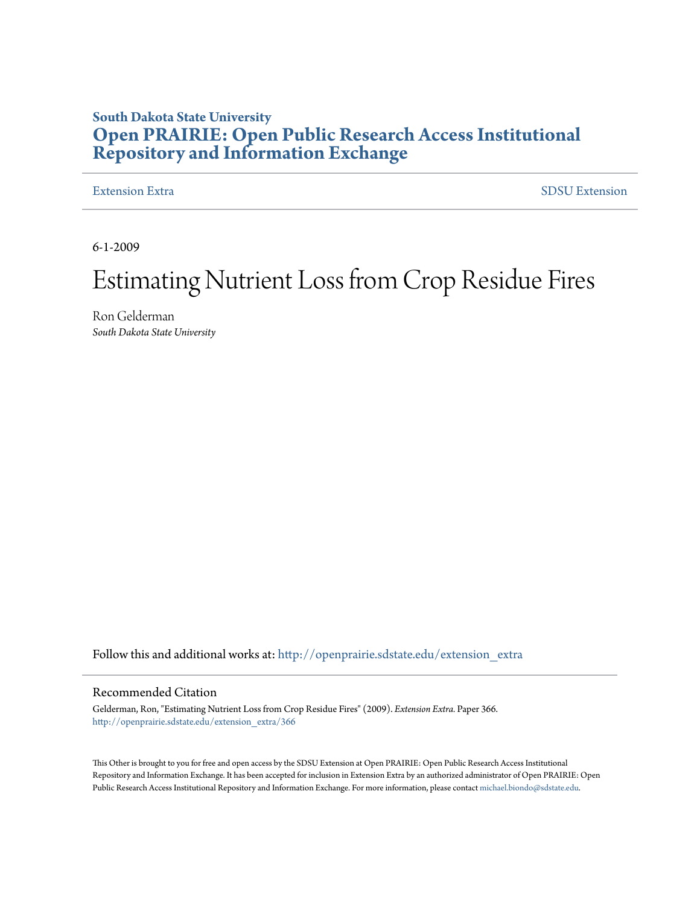**South Dakota State University**

# Open PRAIRIE: Open Public Research Access Institutional Repository and Information Exchange

Extension Extra — SDSU Extension

6-1-2009

# Estimating Nutrient Loss from Crop Residue Fires

Ron Gelderman
*South Dakota State University*

Follow this and additional works at: http://openprairie.sdstate.edu/extension_extra

## Recommended Citation

Gelderman, Ron, "Estimating Nutrient Loss from Crop Residue Fires" (2009). *Extension Extra*. Paper 366.
http://openprairie.sdstate.edu/extension_extra/366

This Other is brought to you for free and open access by the SDSU Extension at Open PRAIRIE: Open Public Research Access Institutional Repository and Information Exchange. It has been accepted for inclusion in Extension Extra by an authorized administrator of Open PRAIRIE: Open Public Research Access Institutional Repository and Information Exchange. For more information, please contact michael.biondo@sdstate.edu.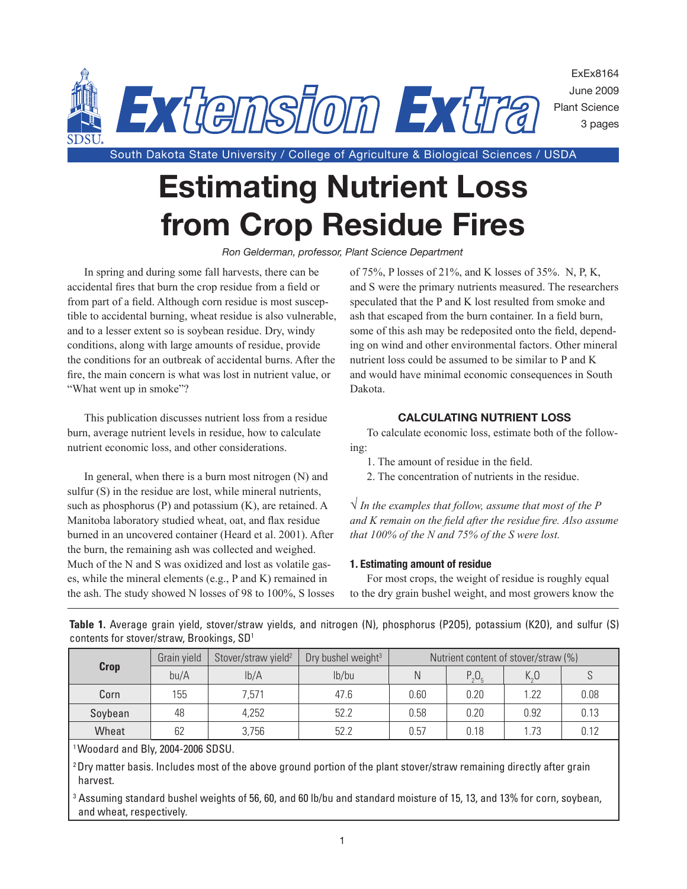# Estimating Nutrient Loss from Crop Residue Fires

*Ron Gelderman, professor, Plant Science Department*

In spring and during some fall harvests, there can be accidental fires that burn the crop residue from a field or from part of a field. Although corn residue is most susceptible to accidental burning, wheat residue is also vulnerable, and to a lesser extent so is soybean residue. Dry, windy conditions, along with large amounts of residue, provide the conditions for an outbreak of accidental burns. After the fire, the main concern is what was lost in nutrient value, or "What went up in smoke"?

This publication discusses nutrient loss from a residue burn, average nutrient levels in residue, how to calculate nutrient economic loss, and other considerations.

In general, when there is a burn most nitrogen (N) and sulfur (S) in the residue are lost, while mineral nutrients, such as phosphorus (P) and potassium (K), are retained. A Manitoba laboratory studied wheat, oat, and flax residue burned in an uncovered container (Heard et al. 2001). After the burn, the remaining ash was collected and weighed. Much of the N and S was oxidized and lost as volatile gases, while the mineral elements (e.g., P and K) remained in the ash. The study showed N losses of 98 to 100%, S losses of 75%, P losses of 21%, and K losses of 35%. N, P, K, and S were the primary nutrients measured. The researchers speculated that the P and K lost resulted from smoke and ash that escaped from the burn container. In a field burn, some of this ash may be redeposited onto the field, depending on wind and other environmental factors. Other mineral nutrient loss could be assumed to be similar to P and K and would have minimal economic consequences in South Dakota.

## CALCULATING NUTRIENT LOSS

To calculate economic loss, estimate both of the following:

1. The amount of residue in the field.
2. The concentration of nutrients in the residue.

√ *In the examples that follow, assume that most of the P and K remain on the field after the residue fire. Also assume that 100% of the N and 75% of the S were lost.*

### 1. Estimating amount of residue

For most crops, the weight of residue is roughly equal to the dry grain bushel weight, and most growers know the

**Table 1.** Average grain yield, stover/straw yields, and nitrogen (N), phosphorus (P2O5), potassium (K2O), and sulfur (S) contents for stover/straw, Brookings, SD[1]

| Crop | Grain yield | Stover/straw yield[2] | Dry bushel weight[3] | Nutrient content of stover/straw (%) | | | |
|---|---|---|---|---|---|---|---|
| | bu/A | lb/A | lb/bu | N | $P_2O_5$ | $K_2O$ | S |
| Corn | 155 | 7,571 | 47.6 | 0.60 | 0.20 | 1.22 | 0.08 |
| Soybean | 48 | 4,252 | 52.2 | 0.58 | 0.20 | 0.92 | 0.13 |
| Wheat | 62 | 3,756 | 52.2 | 0.57 | 0.18 | 1.73 | 0.12 |

[1] Woodard and Bly, 2004-2006 SDSU.

[2] Dry matter basis. Includes most of the above ground portion of the plant stover/straw remaining directly after grain harvest.

[3] Assuming standard bushel weights of 56, 60, and 60 lb/bu and standard moisture of 15, 13, and 13% for corn, soybean, and wheat, respectively.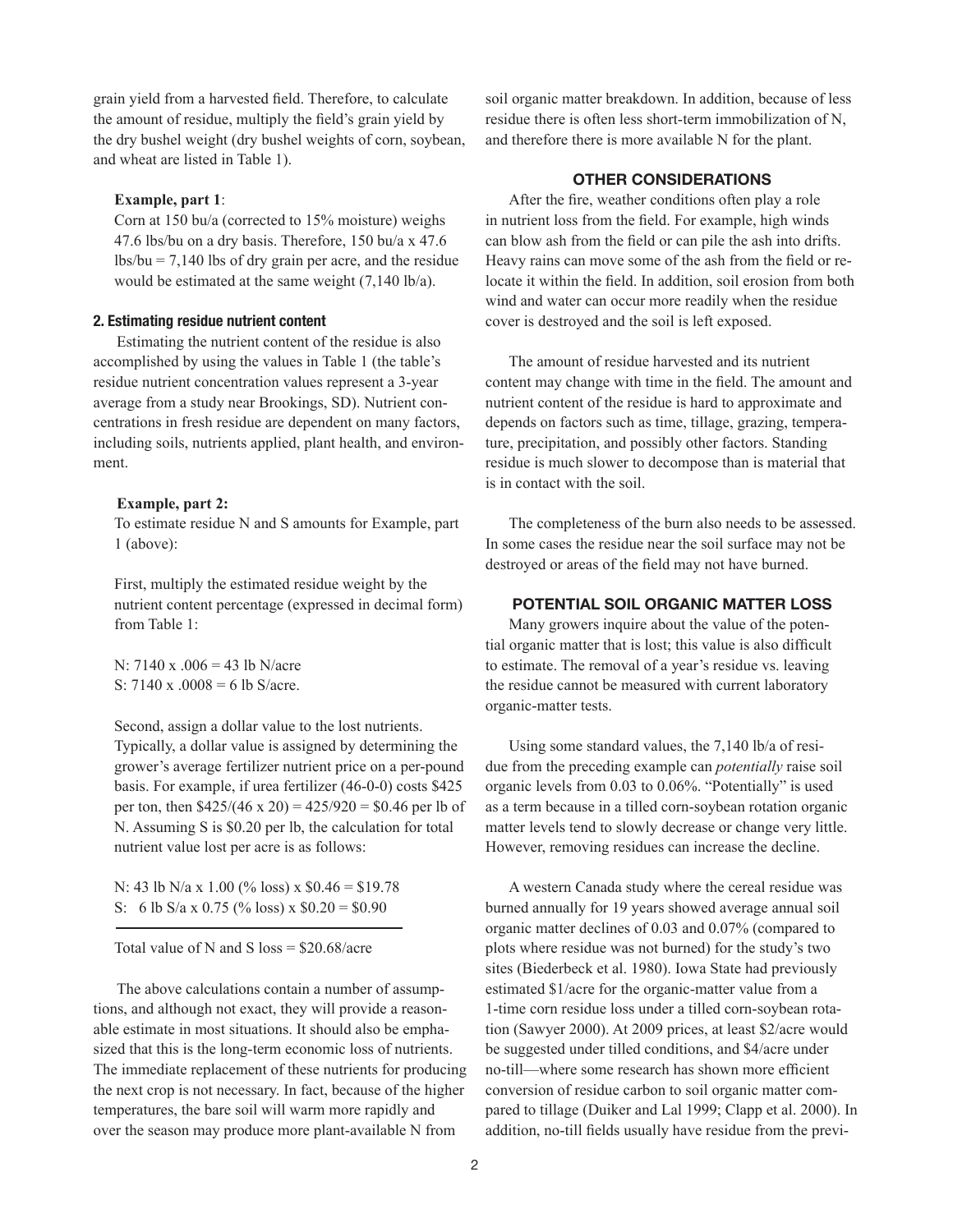grain yield from a harvested field. Therefore, to calculate the amount of residue, multiply the field's grain yield by the dry bushel weight (dry bushel weights of corn, soybean, and wheat are listed in Table 1).

**Example, part 1**:

Corn at 150 bu/a (corrected to 15% moisture) weighs 47.6 lbs/bu on a dry basis. Therefore, 150 bu/a x 47.6 lbs/bu = 7,140 lbs of dry grain per acre, and the residue would be estimated at the same weight (7,140 lb/a).

### 2. Estimating residue nutrient content

Estimating the nutrient content of the residue is also accomplished by using the values in Table 1 (the table's residue nutrient concentration values represent a 3-year average from a study near Brookings, SD). Nutrient concentrations in fresh residue are dependent on many factors, including soils, nutrients applied, plant health, and environment.

**Example, part 2:**

To estimate residue N and S amounts for Example, part 1 (above):

First, multiply the estimated residue weight by the nutrient content percentage (expressed in decimal form) from Table 1:

N: 7140 x .006 = 43 lb N/acre
S: 7140 x .0008 = 6 lb S/acre.

Second, assign a dollar value to the lost nutrients. Typically, a dollar value is assigned by determining the grower's average fertilizer nutrient price on a per-pound basis. For example, if urea fertilizer (46-0-0) costs $425 per ton, then $425/(46 x 20) = 425/920 = $0.46 per lb of N. Assuming S is $0.20 per lb, the calculation for total nutrient value lost per acre is as follows:

N: 43 lb N/a x 1.00 (% loss) x $0.46 = $19.78
S: 6 lb S/a x 0.75 (% loss) x $0.20 = $0.90

Total value of N and S loss = $20.68/acre

The above calculations contain a number of assumptions, and although not exact, they will provide a reasonable estimate in most situations. It should also be emphasized that this is the long-term economic loss of nutrients. The immediate replacement of these nutrients for producing the next crop is not necessary. In fact, because of the higher temperatures, the bare soil will warm more rapidly and over the season may produce more plant-available N from soil organic matter breakdown. In addition, because of less residue there is often less short-term immobilization of N, and therefore there is more available N for the plant.

## OTHER CONSIDERATIONS

After the fire, weather conditions often play a role in nutrient loss from the field. For example, high winds can blow ash from the field or can pile the ash into drifts. Heavy rains can move some of the ash from the field or relocate it within the field. In addition, soil erosion from both wind and water can occur more readily when the residue cover is destroyed and the soil is left exposed.

The amount of residue harvested and its nutrient content may change with time in the field. The amount and nutrient content of the residue is hard to approximate and depends on factors such as time, tillage, grazing, temperature, precipitation, and possibly other factors. Standing residue is much slower to decompose than is material that is in contact with the soil.

The completeness of the burn also needs to be assessed. In some cases the residue near the soil surface may not be destroyed or areas of the field may not have burned.

## POTENTIAL SOIL ORGANIC MATTER LOSS

Many growers inquire about the value of the potential organic matter that is lost; this value is also difficult to estimate. The removal of a year's residue vs. leaving the residue cannot be measured with current laboratory organic-matter tests.

Using some standard values, the 7,140 lb/a of residue from the preceding example can *potentially* raise soil organic levels from 0.03 to 0.06%. "Potentially" is used as a term because in a tilled corn-soybean rotation organic matter levels tend to slowly decrease or change very little. However, removing residues can increase the decline.

A western Canada study where the cereal residue was burned annually for 19 years showed average annual soil organic matter declines of 0.03 and 0.07% (compared to plots where residue was not burned) for the study's two sites (Biederbeck et al. 1980). Iowa State had previously estimated $1/acre for the organic-matter value from a 1-time corn residue loss under a tilled corn-soybean rotation (Sawyer 2000). At 2009 prices, at least $2/acre would be suggested under tilled conditions, and $4/acre under no-till—where some research has shown more efficient conversion of residue carbon to soil organic matter compared to tillage (Duiker and Lal 1999; Clapp et al. 2000). In addition, no-till fields usually have residue from the previ-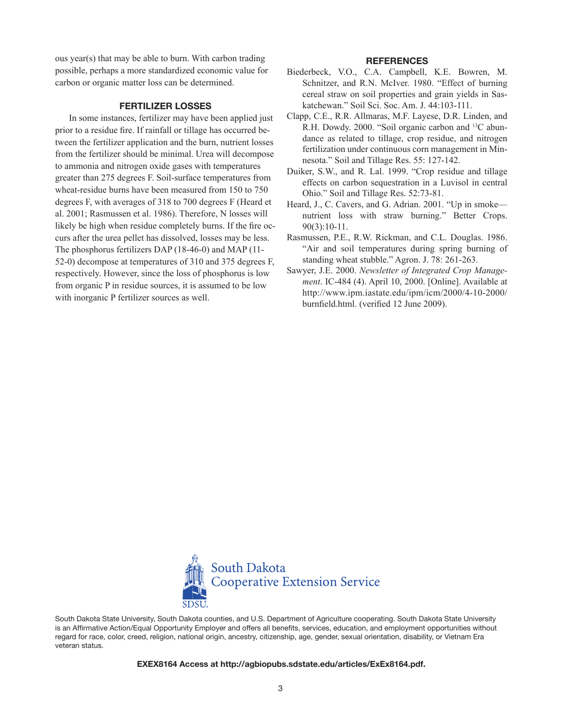ous year(s) that may be able to burn. With carbon trading possible, perhaps a more standardized economic value for carbon or organic matter loss can be determined.

## FERTILIZER LOSSES

In some instances, fertilizer may have been applied just prior to a residue fire. If rainfall or tillage has occurred between the fertilizer application and the burn, nutrient losses from the fertilizer should be minimal. Urea will decompose to ammonia and nitrogen oxide gases with temperatures greater than 275 degrees F. Soil-surface temperatures from wheat-residue burns have been measured from 150 to 750 degrees F, with averages of 318 to 700 degrees F (Heard et al. 2001; Rasmussen et al. 1986). Therefore, N losses will likely be high when residue completely burns. If the fire occurs after the urea pellet has dissolved, losses may be less. The phosphorus fertilizers DAP (18-46-0) and MAP (11-52-0) decompose at temperatures of 310 and 375 degrees F, respectively. However, since the loss of phosphorus is low from organic P in residue sources, it is assumed to be low with inorganic P fertilizer sources as well.

## REFERENCES

Biederbeck, V.O., C.A. Campbell, K.E. Bowren, M. Schnitzer, and R.N. McIver. 1980. "Effect of burning cereal straw on soil properties and grain yields in Saskatchewan." Soil Sci. Soc. Am. J. 44:103-111.

Clapp, C.E., R.R. Allmaras, M.F. Layese, D.R. Linden, and R.H. Dowdy. 2000. "Soil organic carbon and $^{13}C$ abundance as related to tillage, crop residue, and nitrogen fertilization under continuous corn management in Minnesota." Soil and Tillage Res. 55: 127-142.

Duiker, S.W., and R. Lal. 1999. "Crop residue and tillage effects on carbon sequestration in a Luvisol in central Ohio." Soil and Tillage Res. 52:73-81.

Heard, J., C. Cavers, and G. Adrian. 2001. "Up in smoke—nutrient loss with straw burning." Better Crops. 90(3):10-11.

Rasmussen, P.E., R.W. Rickman, and C.L. Douglas. 1986. "Air and soil temperatures during spring burning of standing wheat stubble." Agron. J. 78: 261-263.

Sawyer, J.E. 2000. *Newsletter of Integrated Crop Management*. IC-484 (4). April 10, 2000. [Online]. Available at http://www.ipm.iastate.edu/ipm/icm/2000/4-10-2000/burnfield.html. (verified 12 June 2009).

South Dakota Cooperative Extension Service

SDSU

South Dakota State University, South Dakota counties, and U.S. Department of Agriculture cooperating. South Dakota State University is an Affirmative Action/Equal Opportunity Employer and offers all benefits, services, education, and employment opportunities without regard for race, color, creed, religion, national origin, ancestry, citizenship, age, gender, sexual orientation, disability, or Vietnam Era veteran status.

**EXEX8164 Access at http://agbiopubs.sdstate.edu/articles/ExEx8164.pdf.**